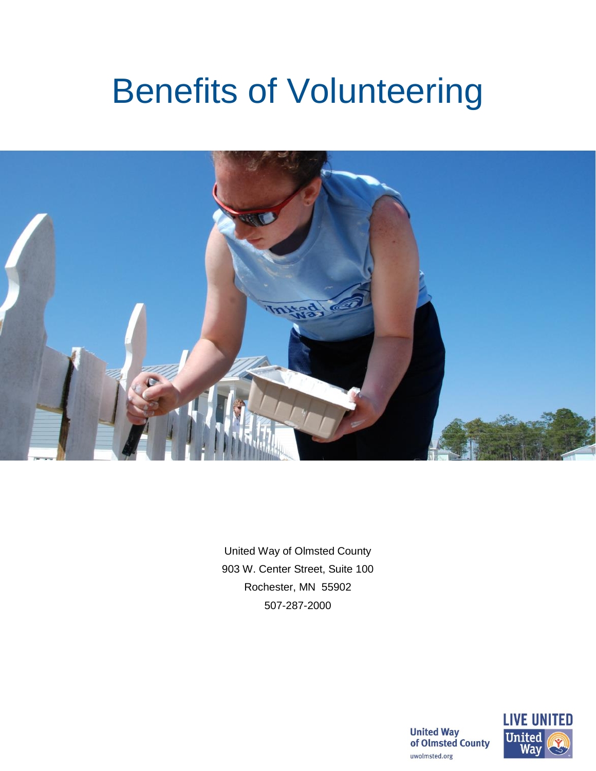# Benefits of Volunteering

United Way of Olmsted County
903 W. Center Street, Suite 100
Rochester, MN 55902
507-287-2000

United Way of Olmsted County
uwolmsted.org

LIVE UNITED
United Way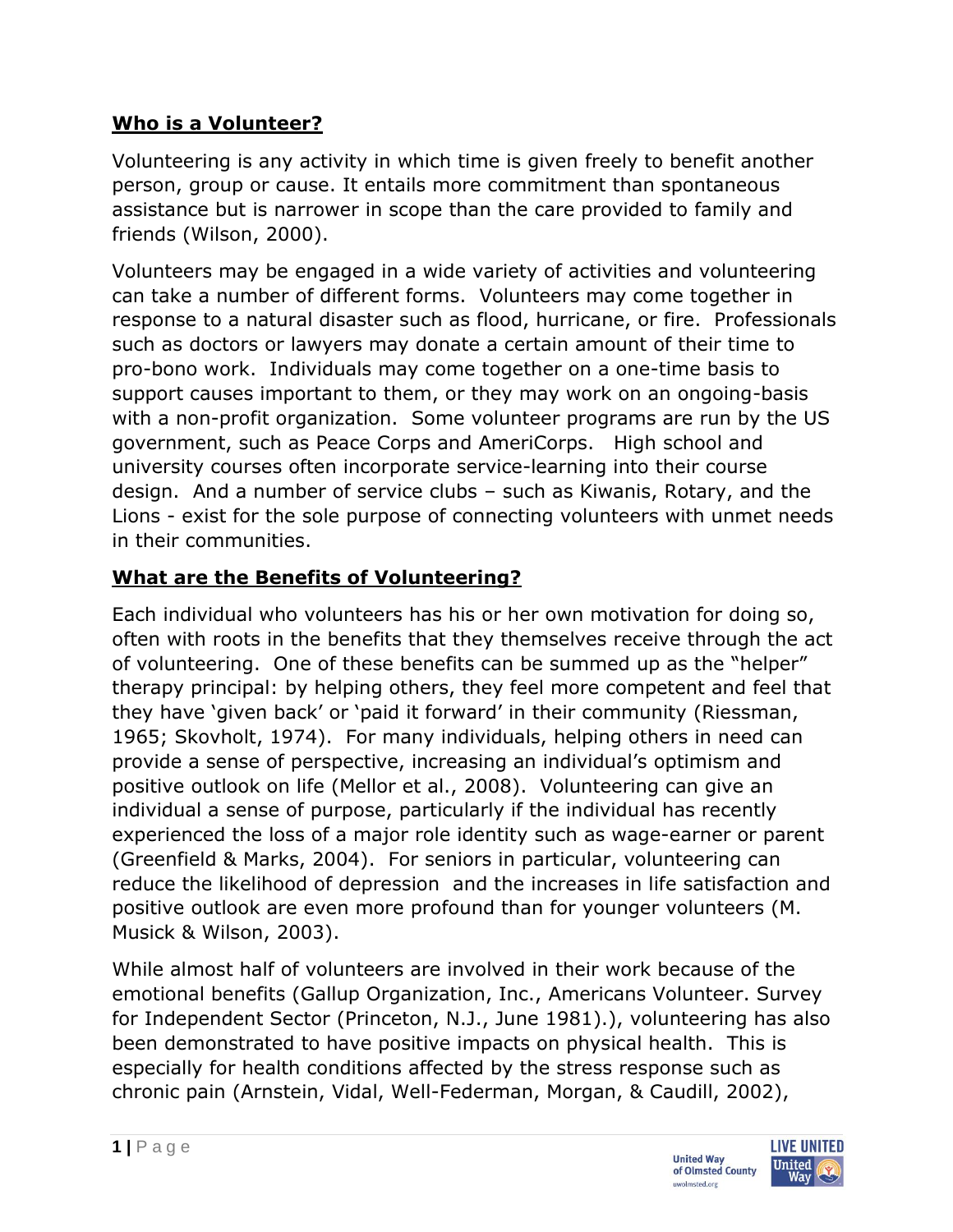## **Who is a Volunteer?**

Volunteering is any activity in which time is given freely to benefit another person, group or cause. It entails more commitment than spontaneous assistance but is narrower in scope than the care provided to family and friends (Wilson, 2000).

Volunteers may be engaged in a wide variety of activities and volunteering can take a number of different forms. Volunteers may come together in response to a natural disaster such as flood, hurricane, or fire. Professionals such as doctors or lawyers may donate a certain amount of their time to pro-bono work. Individuals may come together on a one-time basis to support causes important to them, or they may work on an ongoing-basis with a non-profit organization. Some volunteer programs are run by the US government, such as Peace Corps and AmeriCorps. High school and university courses often incorporate service-learning into their course design. And a number of service clubs – such as Kiwanis, Rotary, and the Lions - exist for the sole purpose of connecting volunteers with unmet needs in their communities.

## **What are the Benefits of Volunteering?**

Each individual who volunteers has his or her own motivation for doing so, often with roots in the benefits that they themselves receive through the act of volunteering. One of these benefits can be summed up as the "helper" therapy principal: by helping others, they feel more competent and feel that they have 'given back' or 'paid it forward' in their community (Riessman, 1965; Skovholt, 1974). For many individuals, helping others in need can provide a sense of perspective, increasing an individual's optimism and positive outlook on life (Mellor et al., 2008). Volunteering can give an individual a sense of purpose, particularly if the individual has recently experienced the loss of a major role identity such as wage-earner or parent (Greenfield & Marks, 2004). For seniors in particular, volunteering can reduce the likelihood of depression and the increases in life satisfaction and positive outlook are even more profound than for younger volunteers (M. Musick & Wilson, 2003).

While almost half of volunteers are involved in their work because of the emotional benefits (Gallup Organization, Inc., Americans Volunteer. Survey for Independent Sector (Princeton, N.J., June 1981).), volunteering has also been demonstrated to have positive impacts on physical health. This is especially for health conditions affected by the stress response such as chronic pain (Arnstein, Vidal, Well-Federman, Morgan, & Caudill, 2002),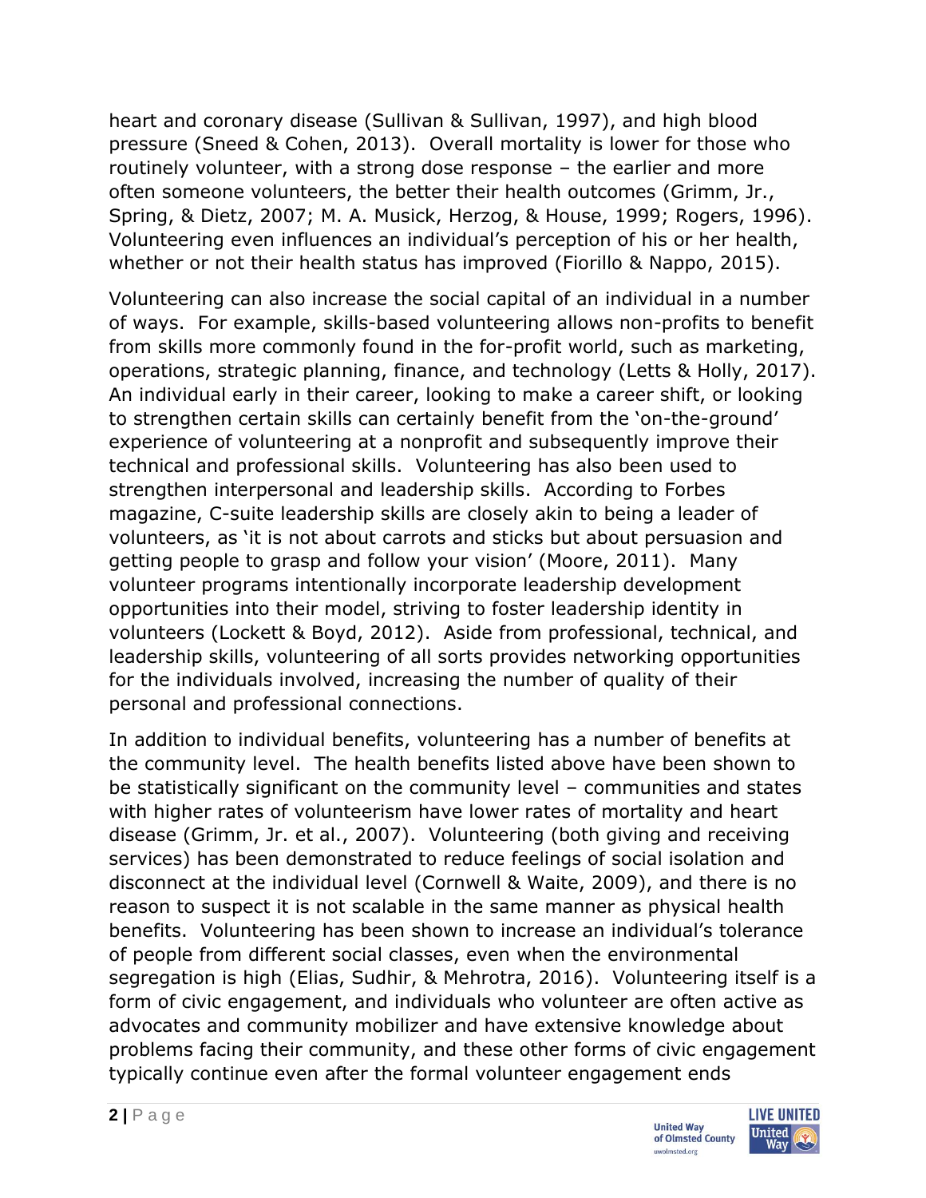heart and coronary disease (Sullivan & Sullivan, 1997), and high blood pressure (Sneed & Cohen, 2013). Overall mortality is lower for those who routinely volunteer, with a strong dose response – the earlier and more often someone volunteers, the better their health outcomes (Grimm, Jr., Spring, & Dietz, 2007; M. A. Musick, Herzog, & House, 1999; Rogers, 1996). Volunteering even influences an individual's perception of his or her health, whether or not their health status has improved (Fiorillo & Nappo, 2015).

Volunteering can also increase the social capital of an individual in a number of ways. For example, skills-based volunteering allows non-profits to benefit from skills more commonly found in the for-profit world, such as marketing, operations, strategic planning, finance, and technology (Letts & Holly, 2017). An individual early in their career, looking to make a career shift, or looking to strengthen certain skills can certainly benefit from the 'on-the-ground' experience of volunteering at a nonprofit and subsequently improve their technical and professional skills. Volunteering has also been used to strengthen interpersonal and leadership skills. According to Forbes magazine, C-suite leadership skills are closely akin to being a leader of volunteers, as 'it is not about carrots and sticks but about persuasion and getting people to grasp and follow your vision' (Moore, 2011). Many volunteer programs intentionally incorporate leadership development opportunities into their model, striving to foster leadership identity in volunteers (Lockett & Boyd, 2012). Aside from professional, technical, and leadership skills, volunteering of all sorts provides networking opportunities for the individuals involved, increasing the number of quality of their personal and professional connections.

In addition to individual benefits, volunteering has a number of benefits at the community level. The health benefits listed above have been shown to be statistically significant on the community level – communities and states with higher rates of volunteerism have lower rates of mortality and heart disease (Grimm, Jr. et al., 2007). Volunteering (both giving and receiving services) has been demonstrated to reduce feelings of social isolation and disconnect at the individual level (Cornwell & Waite, 2009), and there is no reason to suspect it is not scalable in the same manner as physical health benefits. Volunteering has been shown to increase an individual's tolerance of people from different social classes, even when the environmental segregation is high (Elias, Sudhir, & Mehrotra, 2016). Volunteering itself is a form of civic engagement, and individuals who volunteer are often active as advocates and community mobilizer and have extensive knowledge about problems facing their community, and these other forms of civic engagement typically continue even after the formal volunteer engagement ends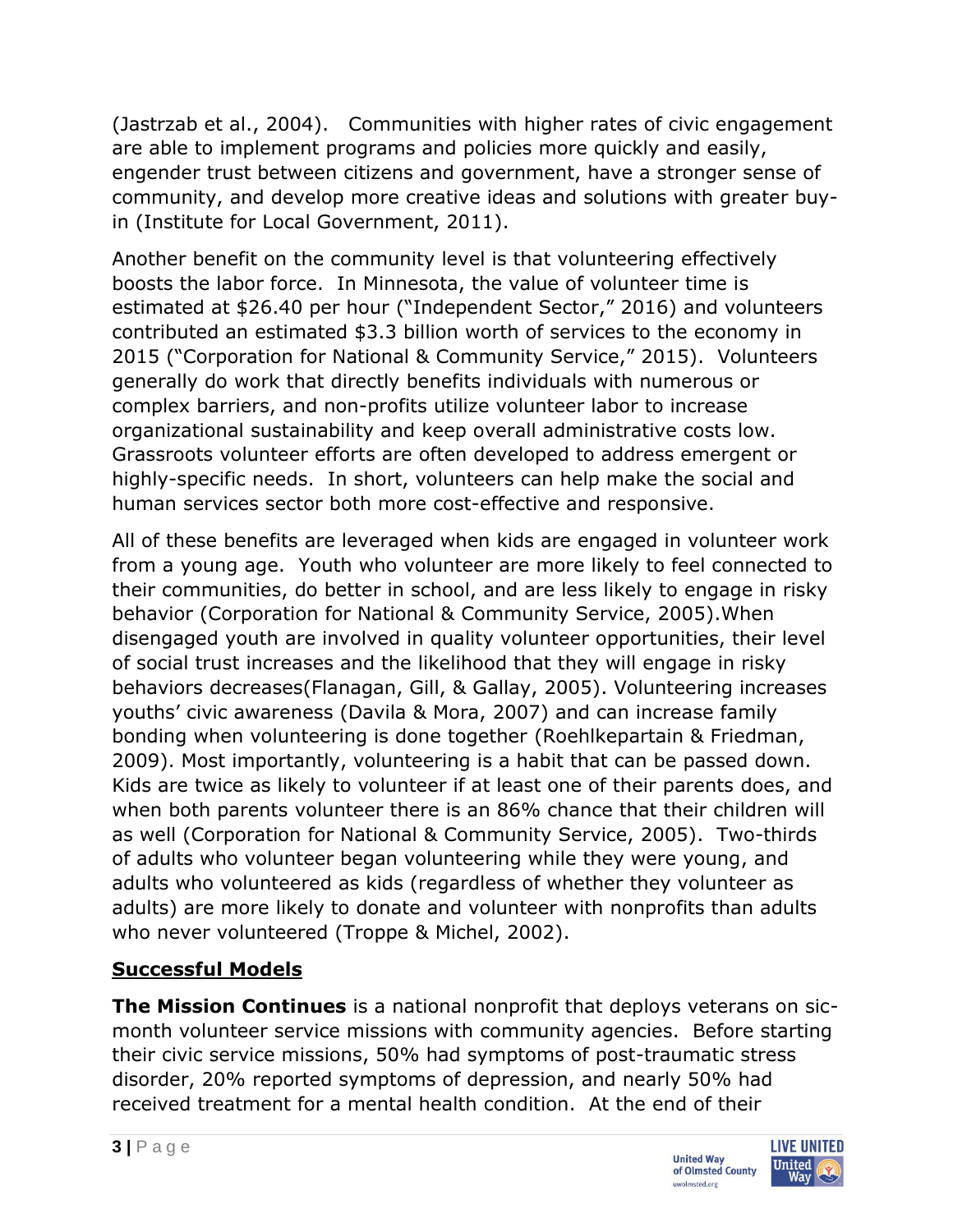(Jastrzab et al., 2004). Communities with higher rates of civic engagement are able to implement programs and policies more quickly and easily, engender trust between citizens and government, have a stronger sense of community, and develop more creative ideas and solutions with greater buy-in (Institute for Local Government, 2011).

Another benefit on the community level is that volunteering effectively boosts the labor force. In Minnesota, the value of volunteer time is estimated at $26.40 per hour ("Independent Sector," 2016) and volunteers contributed an estimated $3.3 billion worth of services to the economy in 2015 ("Corporation for National & Community Service," 2015). Volunteers generally do work that directly benefits individuals with numerous or complex barriers, and non-profits utilize volunteer labor to increase organizational sustainability and keep overall administrative costs low. Grassroots volunteer efforts are often developed to address emergent or highly-specific needs. In short, volunteers can help make the social and human services sector both more cost-effective and responsive.

All of these benefits are leveraged when kids are engaged in volunteer work from a young age. Youth who volunteer are more likely to feel connected to their communities, do better in school, and are less likely to engage in risky behavior (Corporation for National & Community Service, 2005).When disengaged youth are involved in quality volunteer opportunities, their level of social trust increases and the likelihood that they will engage in risky behaviors decreases(Flanagan, Gill, & Gallay, 2005). Volunteering increases youths' civic awareness (Davila & Mora, 2007) and can increase family bonding when volunteering is done together (Roehlkepartain & Friedman, 2009). Most importantly, volunteering is a habit that can be passed down. Kids are twice as likely to volunteer if at least one of their parents does, and when both parents volunteer there is an 86% chance that their children will as well (Corporation for National & Community Service, 2005). Two-thirds of adults who volunteer began volunteering while they were young, and adults who volunteered as kids (regardless of whether they volunteer as adults) are more likely to donate and volunteer with nonprofits than adults who never volunteered (Troppe & Michel, 2002).

## Successful Models

**The Mission Continues** is a national nonprofit that deploys veterans on sic-month volunteer service missions with community agencies. Before starting their civic service missions, 50% had symptoms of post-traumatic stress disorder, 20% reported symptoms of depression, and nearly 50% had received treatment for a mental health condition. At the end of their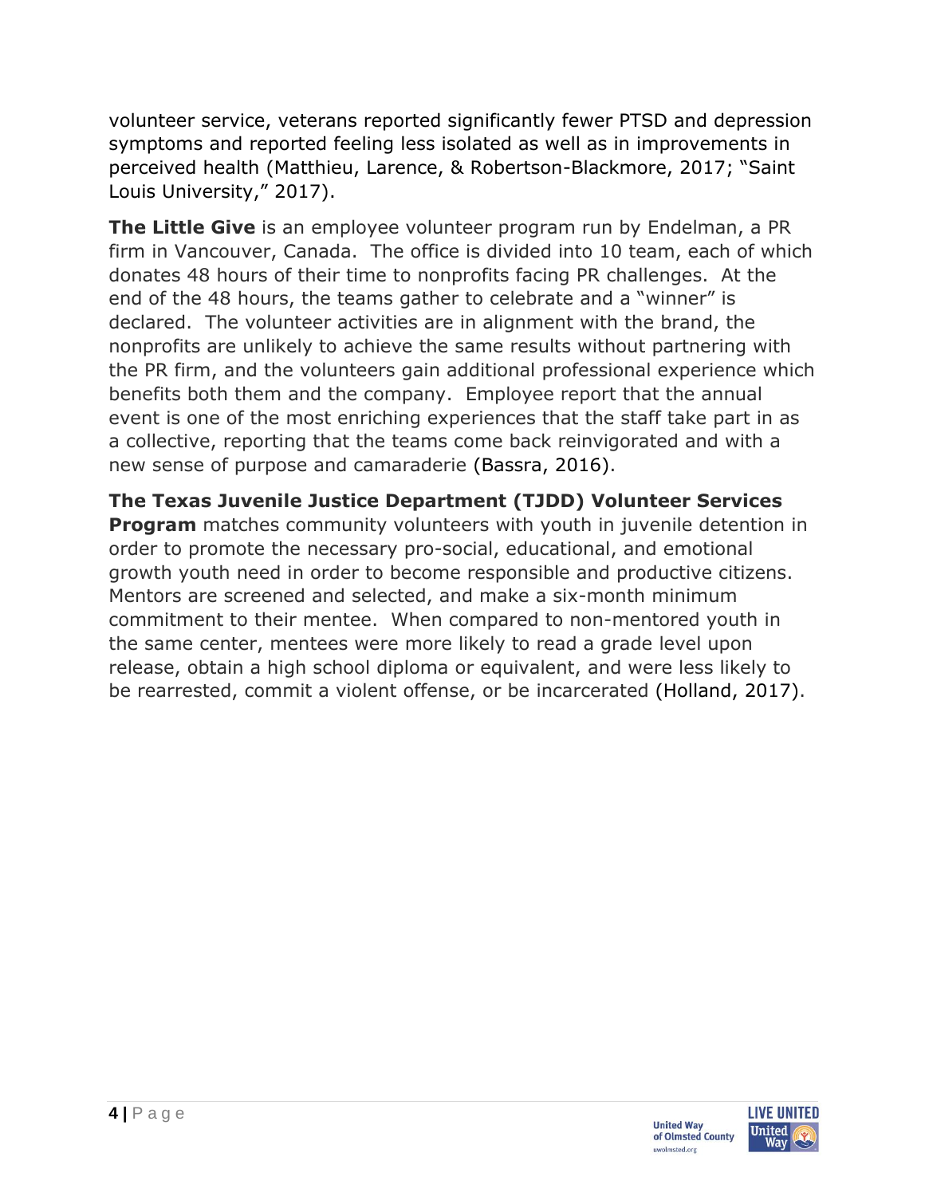volunteer service, veterans reported significantly fewer PTSD and depression symptoms and reported feeling less isolated as well as in improvements in perceived health (Matthieu, Larence, & Robertson-Blackmore, 2017; "Saint Louis University," 2017).

**The Little Give** is an employee volunteer program run by Endelman, a PR firm in Vancouver, Canada. The office is divided into 10 team, each of which donates 48 hours of their time to nonprofits facing PR challenges. At the end of the 48 hours, the teams gather to celebrate and a "winner" is declared. The volunteer activities are in alignment with the brand, the nonprofits are unlikely to achieve the same results without partnering with the PR firm, and the volunteers gain additional professional experience which benefits both them and the company. Employee report that the annual event is one of the most enriching experiences that the staff take part in as a collective, reporting that the teams come back reinvigorated and with a new sense of purpose and camaraderie (Bassra, 2016).

**The Texas Juvenile Justice Department (TJDD) Volunteer Services Program** matches community volunteers with youth in juvenile detention in order to promote the necessary pro-social, educational, and emotional growth youth need in order to become responsible and productive citizens. Mentors are screened and selected, and make a six-month minimum commitment to their mentee. When compared to non-mentored youth in the same center, mentees were more likely to read a grade level upon release, obtain a high school diploma or equivalent, and were less likely to be rearrested, commit a violent offense, or be incarcerated (Holland, 2017).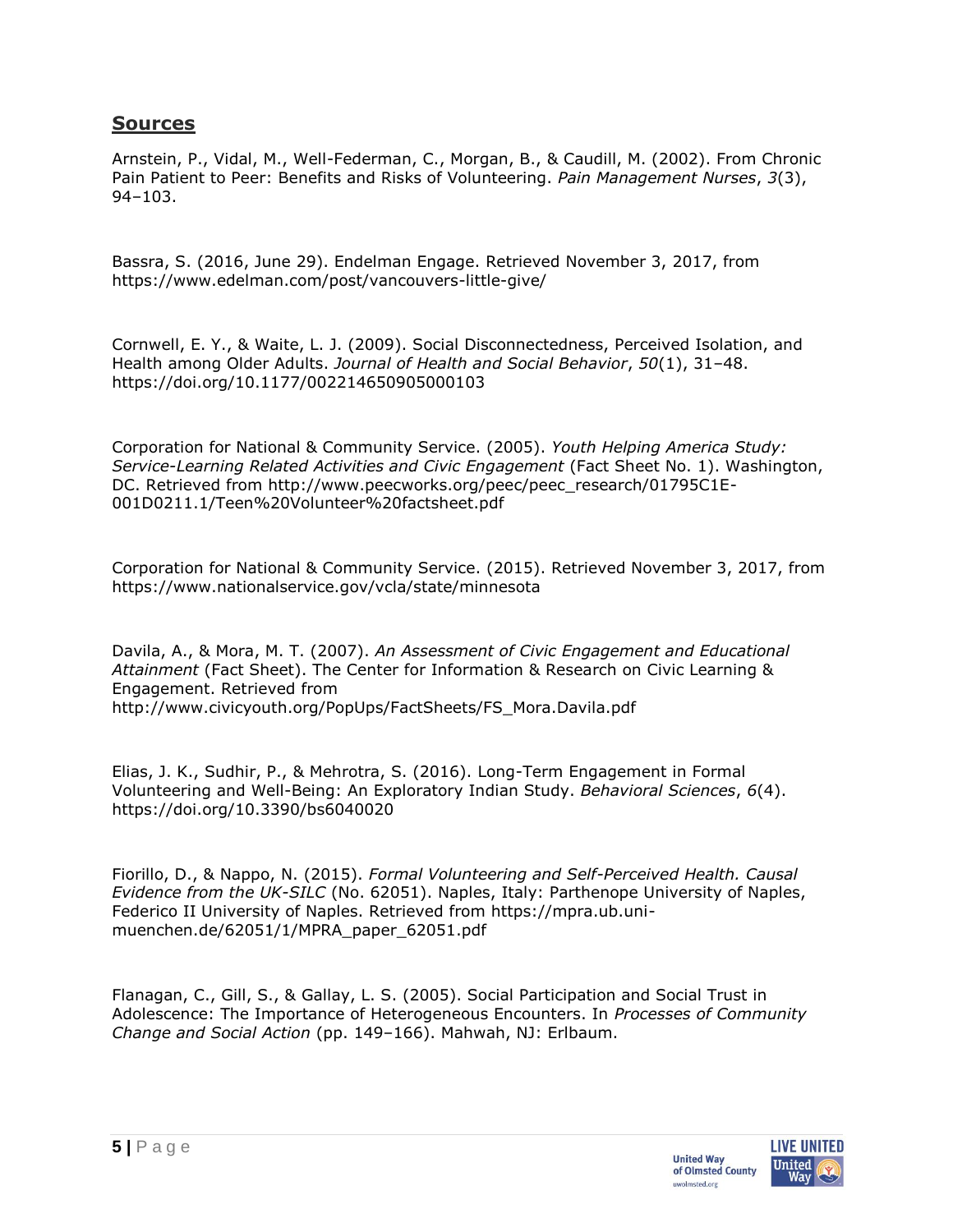## **Sources**

Arnstein, P., Vidal, M., Well-Federman, C., Morgan, B., & Caudill, M. (2002). From Chronic Pain Patient to Peer: Benefits and Risks of Volunteering. *Pain Management Nurses*, *3*(3), 94–103.

Bassra, S. (2016, June 29). Endelman Engage. Retrieved November 3, 2017, from https://www.edelman.com/post/vancouvers-little-give/

Cornwell, E. Y., & Waite, L. J. (2009). Social Disconnectedness, Perceived Isolation, and Health among Older Adults. *Journal of Health and Social Behavior*, *50*(1), 31–48. https://doi.org/10.1177/002214650905000103

Corporation for National & Community Service. (2005). *Youth Helping America Study: Service-Learning Related Activities and Civic Engagement* (Fact Sheet No. 1). Washington, DC. Retrieved from http://www.peecworks.org/peec/peec_research/01795C1E-001D0211.1/Teen%20Volunteer%20factsheet.pdf

Corporation for National & Community Service. (2015). Retrieved November 3, 2017, from https://www.nationalservice.gov/vcla/state/minnesota

Davila, A., & Mora, M. T. (2007). *An Assessment of Civic Engagement and Educational Attainment* (Fact Sheet). The Center for Information & Research on Civic Learning & Engagement. Retrieved from http://www.civicyouth.org/PopUps/FactSheets/FS_Mora.Davila.pdf

Elias, J. K., Sudhir, P., & Mehrotra, S. (2016). Long-Term Engagement in Formal Volunteering and Well-Being: An Exploratory Indian Study. *Behavioral Sciences*, *6*(4). https://doi.org/10.3390/bs6040020

Fiorillo, D., & Nappo, N. (2015). *Formal Volunteering and Self-Perceived Health. Causal Evidence from the UK-SILC* (No. 62051). Naples, Italy: Parthenope University of Naples, Federico II University of Naples. Retrieved from https://mpra.ub.uni-muenchen.de/62051/1/MPRA_paper_62051.pdf

Flanagan, C., Gill, S., & Gallay, L. S. (2005). Social Participation and Social Trust in Adolescence: The Importance of Heterogeneous Encounters. In *Processes of Community Change and Social Action* (pp. 149–166). Mahwah, NJ: Erlbaum.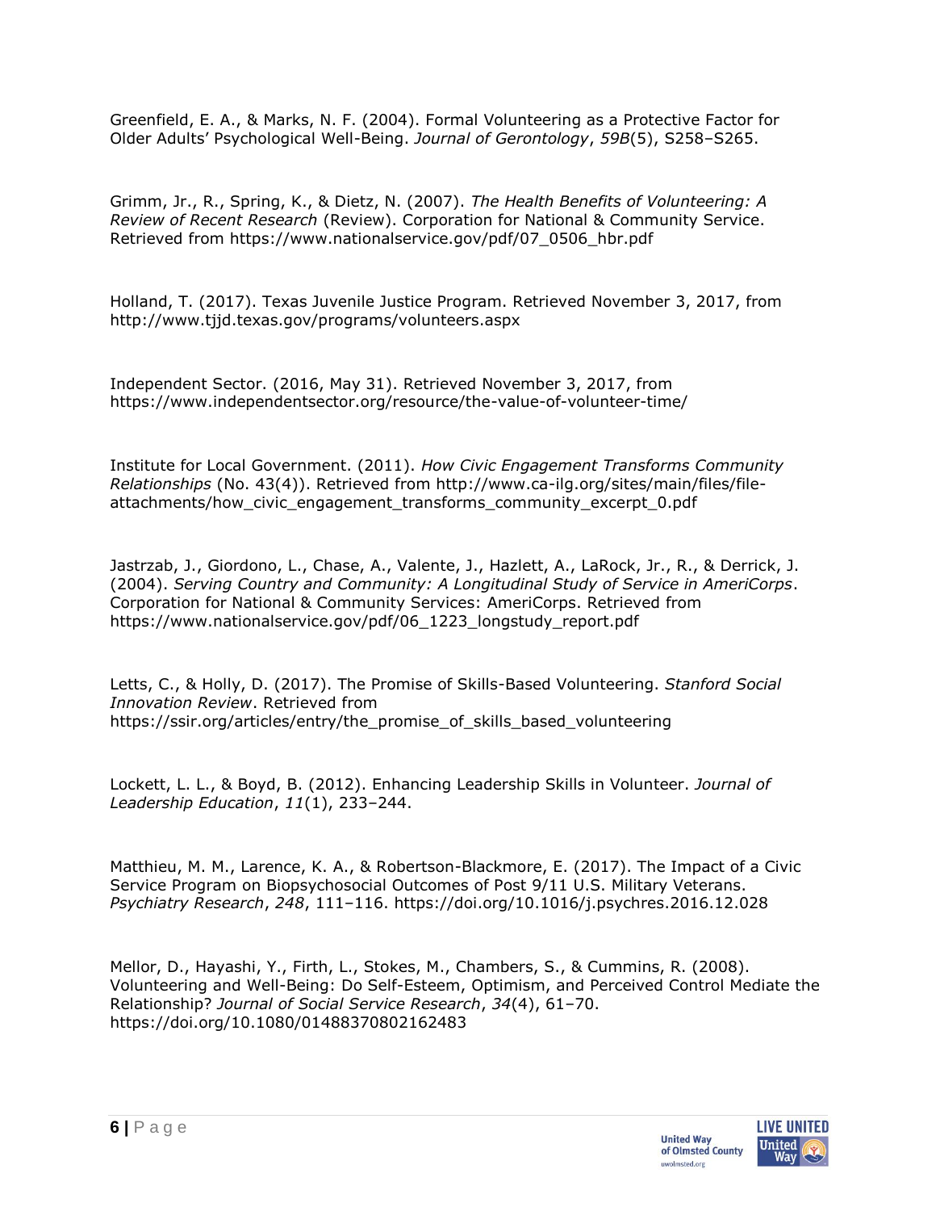Greenfield, E. A., & Marks, N. F. (2004). Formal Volunteering as a Protective Factor for Older Adults' Psychological Well-Being. *Journal of Gerontology*, *59B*(5), S258–S265.

Grimm, Jr., R., Spring, K., & Dietz, N. (2007). *The Health Benefits of Volunteering: A Review of Recent Research* (Review). Corporation for National & Community Service. Retrieved from https://www.nationalservice.gov/pdf/07_0506_hbr.pdf

Holland, T. (2017). Texas Juvenile Justice Program. Retrieved November 3, 2017, from http://www.tjjd.texas.gov/programs/volunteers.aspx

Independent Sector. (2016, May 31). Retrieved November 3, 2017, from https://www.independentsector.org/resource/the-value-of-volunteer-time/

Institute for Local Government. (2011). *How Civic Engagement Transforms Community Relationships* (No. 43(4)). Retrieved from http://www.ca-ilg.org/sites/main/files/file-attachments/how_civic_engagement_transforms_community_excerpt_0.pdf

Jastrzab, J., Giordono, L., Chase, A., Valente, J., Hazlett, A., LaRock, Jr., R., & Derrick, J. (2004). *Serving Country and Community: A Longitudinal Study of Service in AmeriCorps*. Corporation for National & Community Services: AmeriCorps. Retrieved from https://www.nationalservice.gov/pdf/06_1223_longstudy_report.pdf

Letts, C., & Holly, D. (2017). The Promise of Skills-Based Volunteering. *Stanford Social Innovation Review*. Retrieved from https://ssir.org/articles/entry/the_promise_of_skills_based_volunteering

Lockett, L. L., & Boyd, B. (2012). Enhancing Leadership Skills in Volunteer. *Journal of Leadership Education*, *11*(1), 233–244.

Matthieu, M. M., Larence, K. A., & Robertson-Blackmore, E. (2017). The Impact of a Civic Service Program on Biopsychosocial Outcomes of Post 9/11 U.S. Military Veterans. *Psychiatry Research*, *248*, 111–116. https://doi.org/10.1016/j.psychres.2016.12.028

Mellor, D., Hayashi, Y., Firth, L., Stokes, M., Chambers, S., & Cummins, R. (2008). Volunteering and Well-Being: Do Self-Esteem, Optimism, and Perceived Control Mediate the Relationship? *Journal of Social Service Research*, *34*(4), 61–70. https://doi.org/10.1080/01488370802162483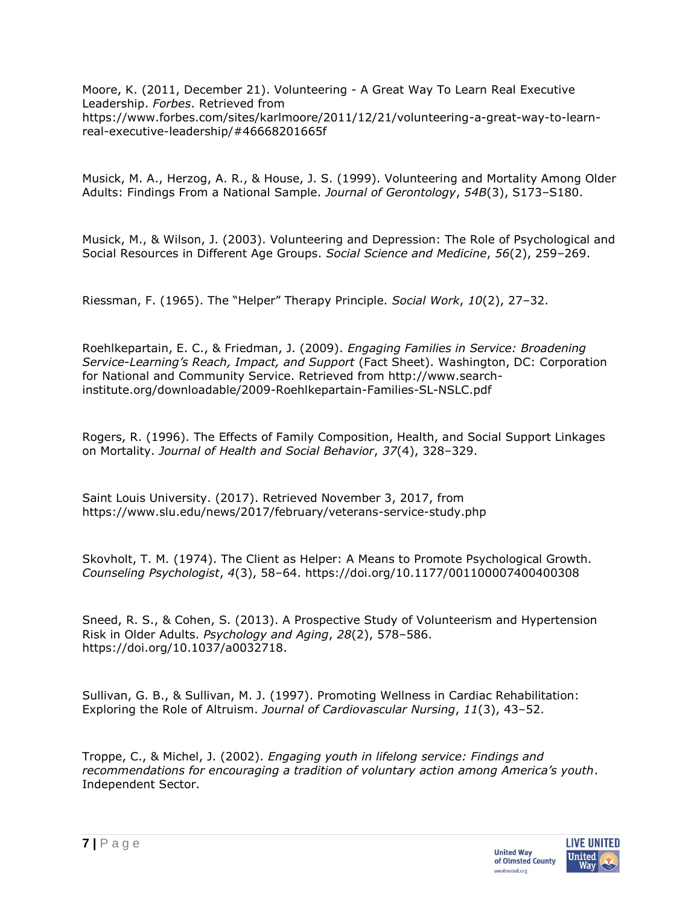Moore, K. (2011, December 21). Volunteering - A Great Way To Learn Real Executive Leadership. *Forbes*. Retrieved from https://www.forbes.com/sites/karlmoore/2011/12/21/volunteering-a-great-way-to-learn-real-executive-leadership/#46668201665f

Musick, M. A., Herzog, A. R., & House, J. S. (1999). Volunteering and Mortality Among Older Adults: Findings From a National Sample. *Journal of Gerontology*, *54B*(3), S173–S180.

Musick, M., & Wilson, J. (2003). Volunteering and Depression: The Role of Psychological and Social Resources in Different Age Groups. *Social Science and Medicine*, *56*(2), 259–269.

Riessman, F. (1965). The "Helper" Therapy Principle. *Social Work*, *10*(2), 27–32.

Roehlkepartain, E. C., & Friedman, J. (2009). *Engaging Families in Service: Broadening Service-Learning's Reach, Impact, and Support* (Fact Sheet). Washington, DC: Corporation for National and Community Service. Retrieved from http://www.search-institute.org/downloadable/2009-Roehlkepartain-Families-SL-NSLC.pdf

Rogers, R. (1996). The Effects of Family Composition, Health, and Social Support Linkages on Mortality. *Journal of Health and Social Behavior*, *37*(4), 328–329.

Saint Louis University. (2017). Retrieved November 3, 2017, from https://www.slu.edu/news/2017/february/veterans-service-study.php

Skovholt, T. M. (1974). The Client as Helper: A Means to Promote Psychological Growth. *Counseling Psychologist*, *4*(3), 58–64. https://doi.org/10.1177/001100007400400308

Sneed, R. S., & Cohen, S. (2013). A Prospective Study of Volunteerism and Hypertension Risk in Older Adults. *Psychology and Aging*, *28*(2), 578–586. https://doi.org/10.1037/a0032718.

Sullivan, G. B., & Sullivan, M. J. (1997). Promoting Wellness in Cardiac Rehabilitation: Exploring the Role of Altruism. *Journal of Cardiovascular Nursing*, *11*(3), 43–52.

Troppe, C., & Michel, J. (2002). *Engaging youth in lifelong service: Findings and recommendations for encouraging a tradition of voluntary action among America's youth*. Independent Sector.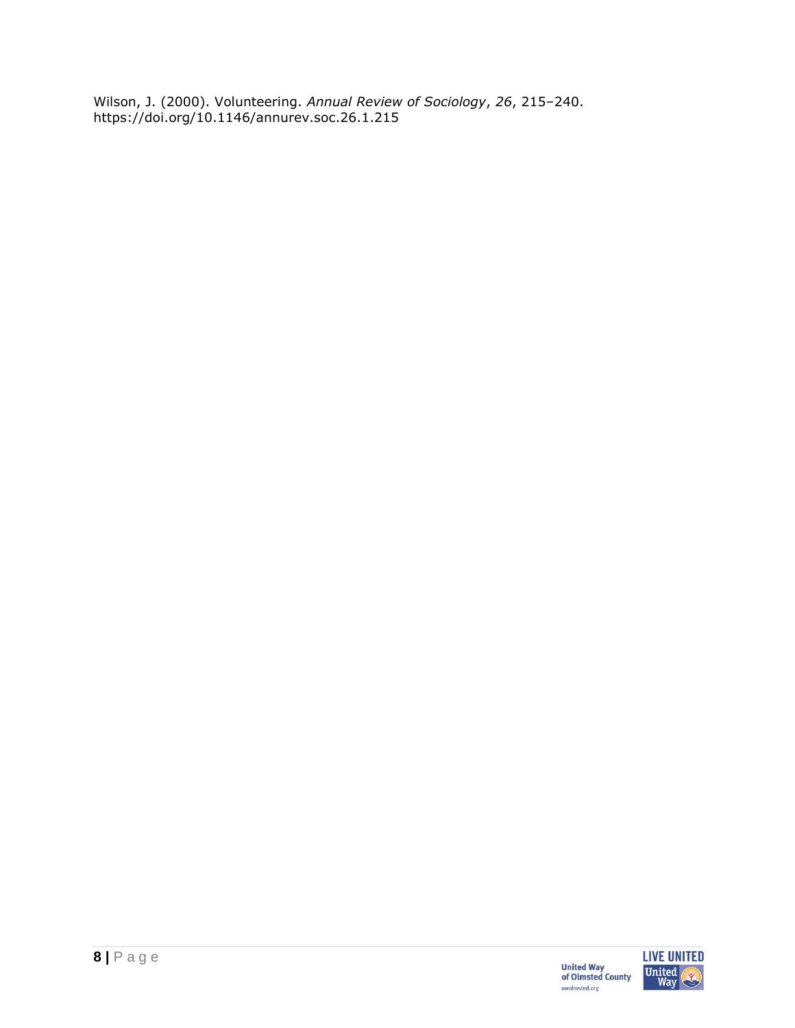Wilson, J. (2000). Volunteering. *Annual Review of Sociology*, *26*, 215–240. https://doi.org/10.1146/annurev.soc.26.1.215